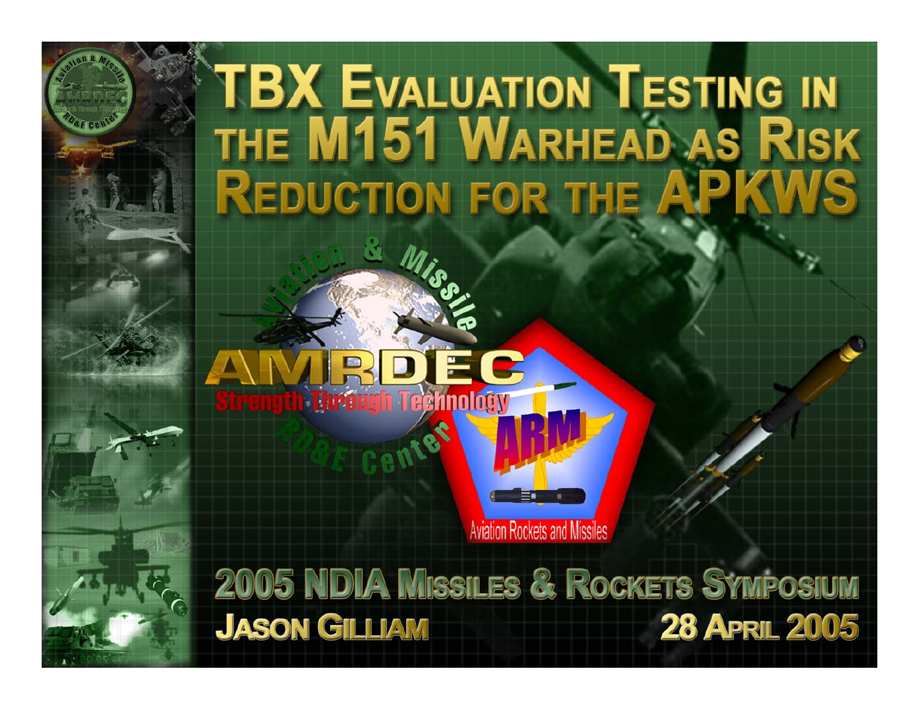# TBX Evaluation Testing in the M151 Warhead as Risk Reduction for the APKWS

2005 NDIA Missiles & Rockets Symposium

Jason Gilliam

28 April 2005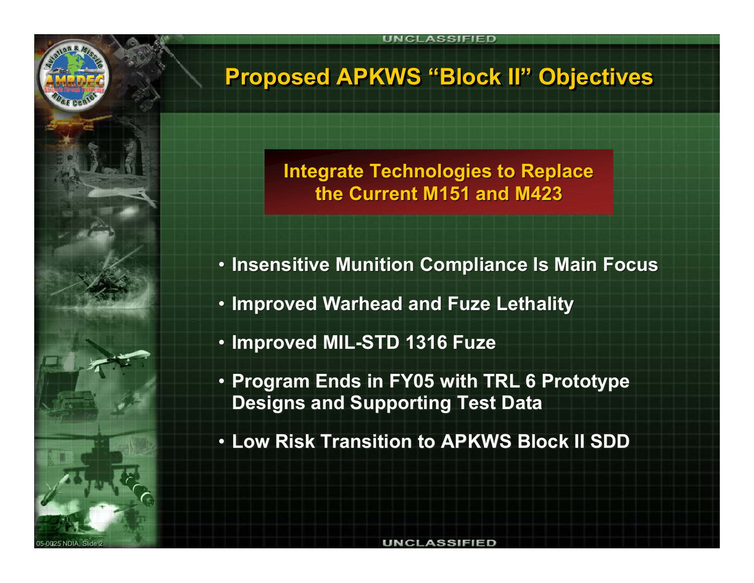# Proposed APKWS "Block II" Objectives

**Integrate Technologies to Replace the Current M151 and M423**

- Insensitive Munition Compliance Is Main Focus
- Improved Warhead and Fuze Lethality
- Improved MIL-STD 1316 Fuze
- Program Ends in FY05 with TRL 6 Prototype Designs and Supporting Test Data
- Low Risk Transition to APKWS Block II SDD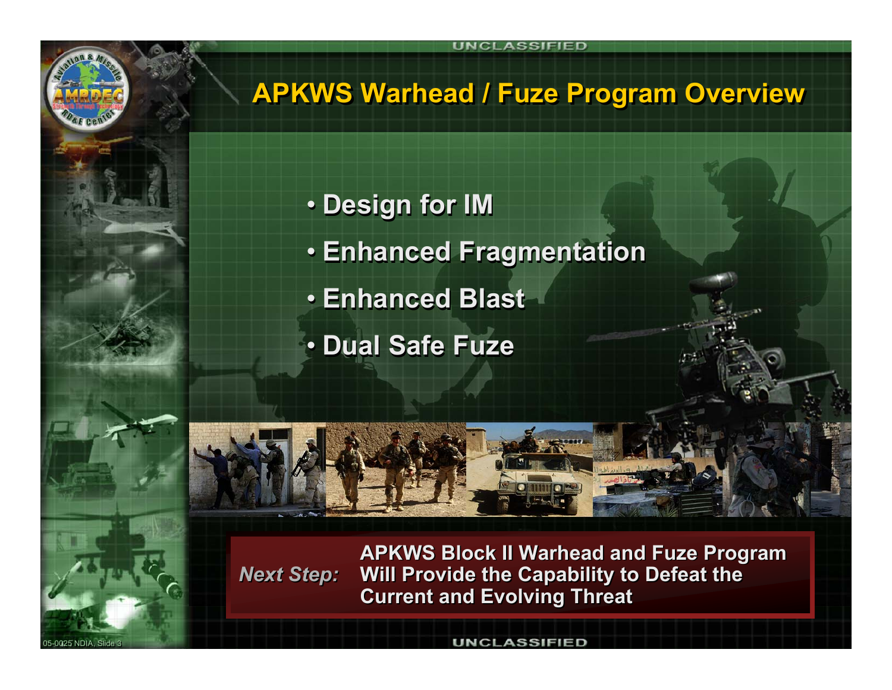# APKWS Warhead / Fuze Program Overview

- Design for IM
- Enhanced Fragmentation
- Enhanced Blast
- Dual Safe Fuze

***Next Step:*** **APKWS Block II Warhead and Fuze Program Will Provide the Capability to Defeat the Current and Evolving Threat**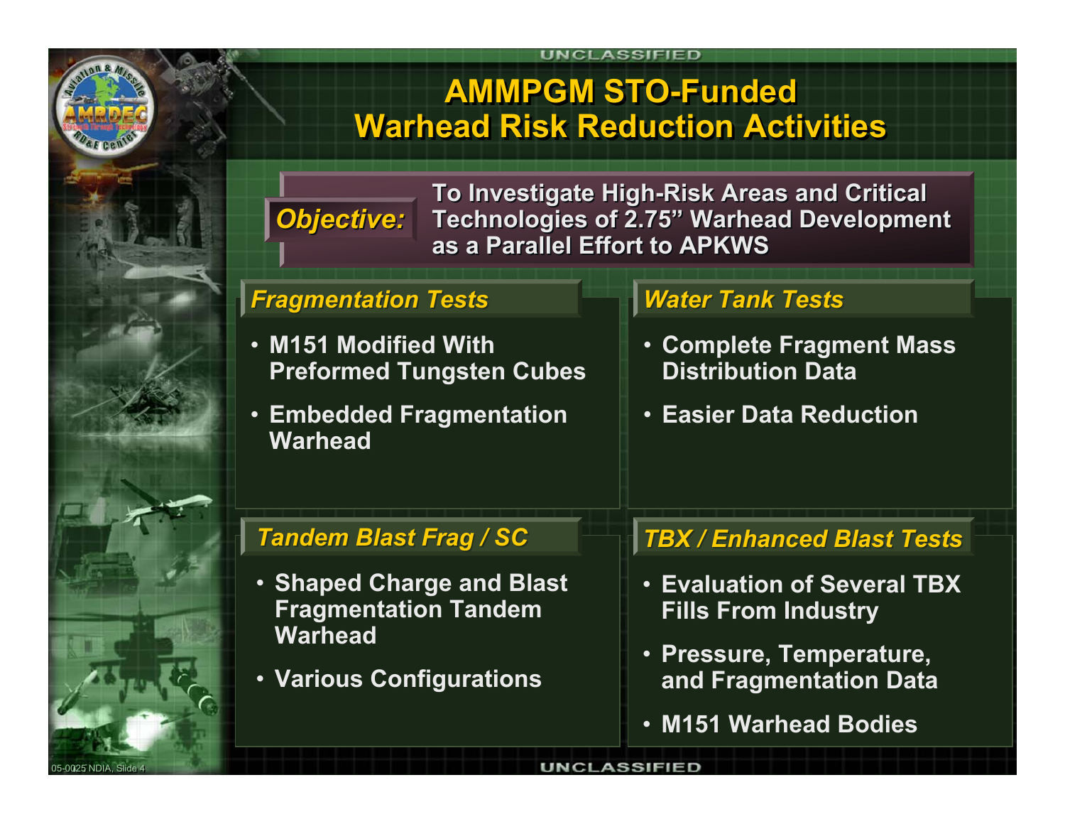# AMMPGM STO-Funded Warhead Risk Reduction Activities

***Objective:*** **To Investigate High-Risk Areas and Critical Technologies of 2.75” Warhead Development as a Parallel Effort to APKWS**

## *Fragmentation Tests*

- M151 Modified With Preformed Tungsten Cubes
- Embedded Fragmentation Warhead

## *Water Tank Tests*

- Complete Fragment Mass Distribution Data
- Easier Data Reduction

## *Tandem Blast Frag / SC*

- Shaped Charge and Blast Fragmentation Tandem Warhead
- Various Configurations

## *TBX / Enhanced Blast Tests*

- Evaluation of Several TBX Fills From Industry
- Pressure, Temperature, and Fragmentation Data
- M151 Warhead Bodies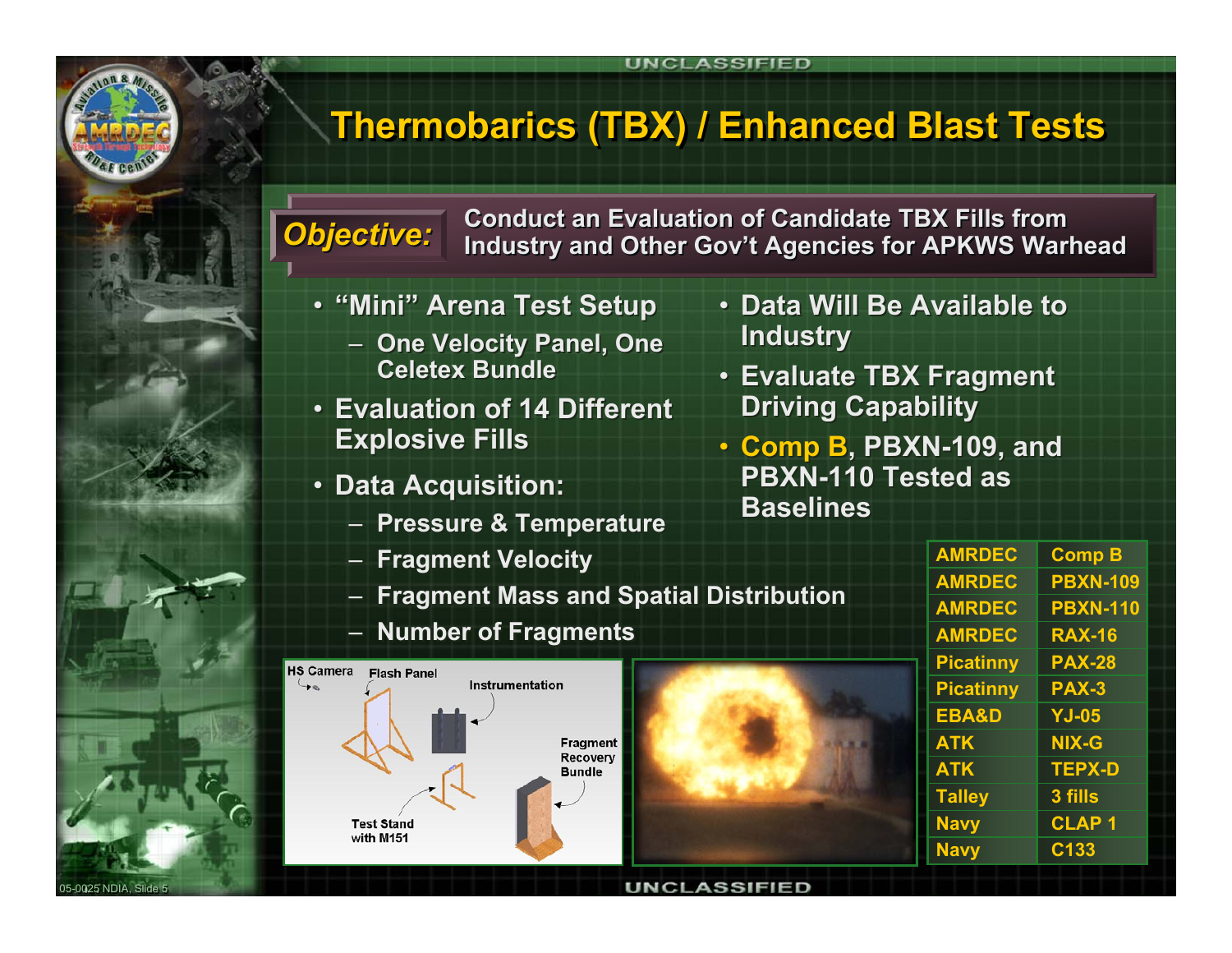# Thermobarics (TBX) / Enhanced Blast Tests

***Objective:*** **Conduct an Evaluation of Candidate TBX Fills from Industry and Other Gov't Agencies for APKWS Warhead**

- "Mini" Arena Test Setup
  - One Velocity Panel, One Celetex Bundle
- Evaluation of 14 Different Explosive Fills
- Data Acquisition:
  - Pressure & Temperature
  - Fragment Velocity
  - Fragment Mass and Spatial Distribution
  - Number of Fragments
- Data Will Be Available to Industry
- Evaluate TBX Fragment Driving Capability
- Comp B, PBXN-109, and PBXN-110 Tested as Baselines

| | |
|---|---|
| AMRDEC | Comp B |
| AMRDEC | PBXN-109 |
| AMRDEC | PBXN-110 |
| AMRDEC | RAX-16 |
| Picatinny | PAX-28 |
| Picatinny | PAX-3 |
| EBA&D | YJ-05 |
| ATK | NIX-G |
| ATK | TEPX-D |
| Talley | 3 fills |
| Navy | CLAP 1 |
| Navy | C133 |

HS Camera

Flash Panel

Instrumentation

Fragment Recovery Bundle

Test Stand with M151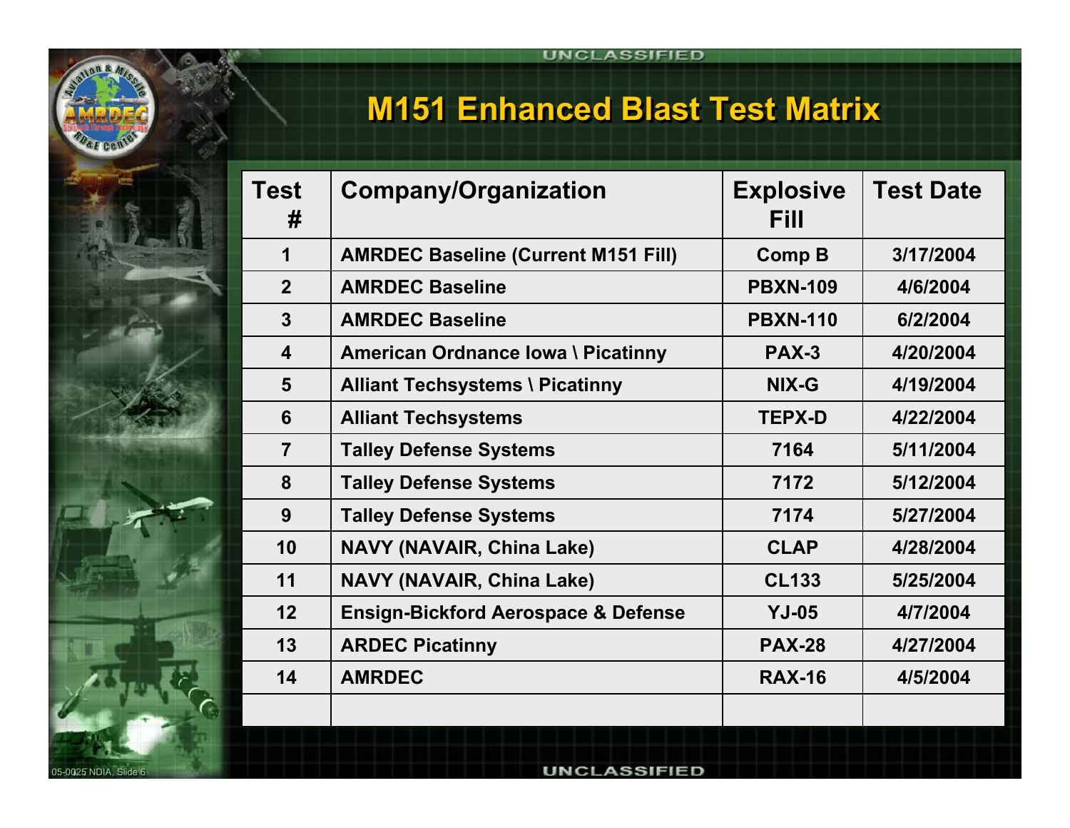# M151 Enhanced Blast Test Matrix

| Test # | Company/Organization | Explosive Fill | Test Date |
|---|---|---|---|
| 1 | AMRDEC Baseline (Current M151 Fill) | Comp B | 3/17/2004 |
| 2 | AMRDEC Baseline | PBXN-109 | 4/6/2004 |
| 3 | AMRDEC Baseline | PBXN-110 | 6/2/2004 |
| 4 | American Ordnance Iowa \ Picatinny | PAX-3 | 4/20/2004 |
| 5 | Alliant Techsystems \ Picatinny | NIX-G | 4/19/2004 |
| 6 | Alliant Techsystems | TEPX-D | 4/22/2004 |
| 7 | Talley Defense Systems | 7164 | 5/11/2004 |
| 8 | Talley Defense Systems | 7172 | 5/12/2004 |
| 9 | Talley Defense Systems | 7174 | 5/27/2004 |
| 10 | NAVY (NAVAIR, China Lake) | CLAP | 4/28/2004 |
| 11 | NAVY (NAVAIR, China Lake) | CL133 | 5/25/2004 |
| 12 | Ensign-Bickford Aerospace & Defense | YJ-05 | 4/7/2004 |
| 13 | ARDEC Picatinny | PAX-28 | 4/27/2004 |
| 14 | AMRDEC | RAX-16 | 4/5/2004 |
| | | | |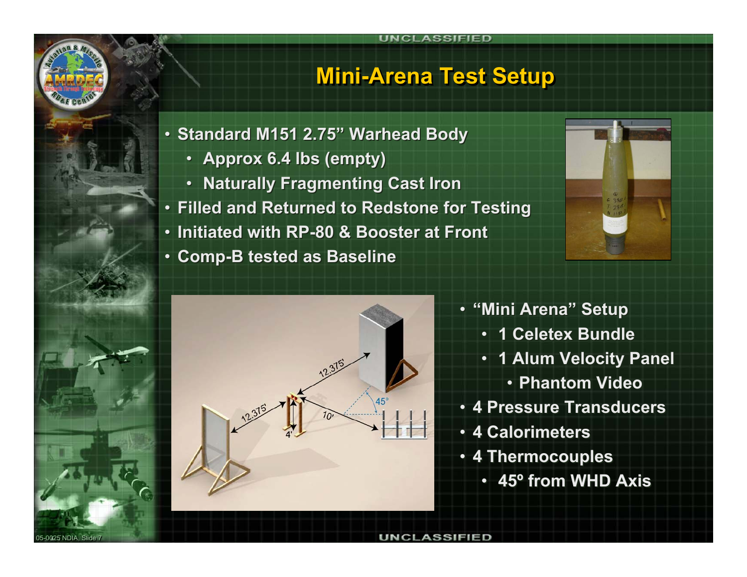# Mini-Arena Test Setup

- Standard M151 2.75" Warhead Body
  - Approx 6.4 lbs (empty)
  - Naturally Fragmenting Cast Iron
- Filled and Returned to Redstone for Testing
- Initiated with RP-80 & Booster at Front
- Comp-B tested as Baseline

- "Mini Arena" Setup
  - 1 Celetex Bundle
  - 1 Alum Velocity Panel
    - Phantom Video
- 4 Pressure Transducers
- 4 Calorimeters
- 4 Thermocouples
  - 45º from WHD Axis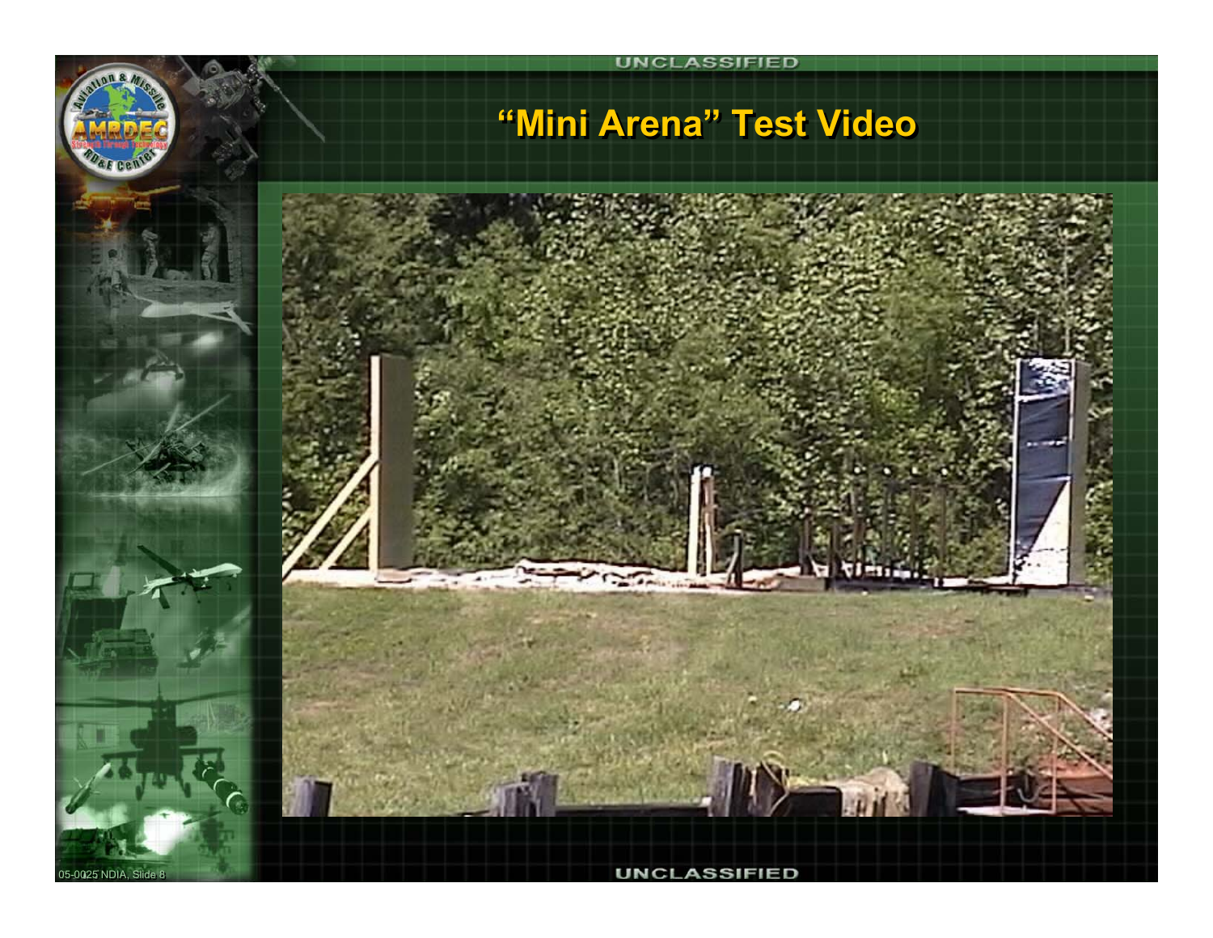# "Mini Arena" Test Video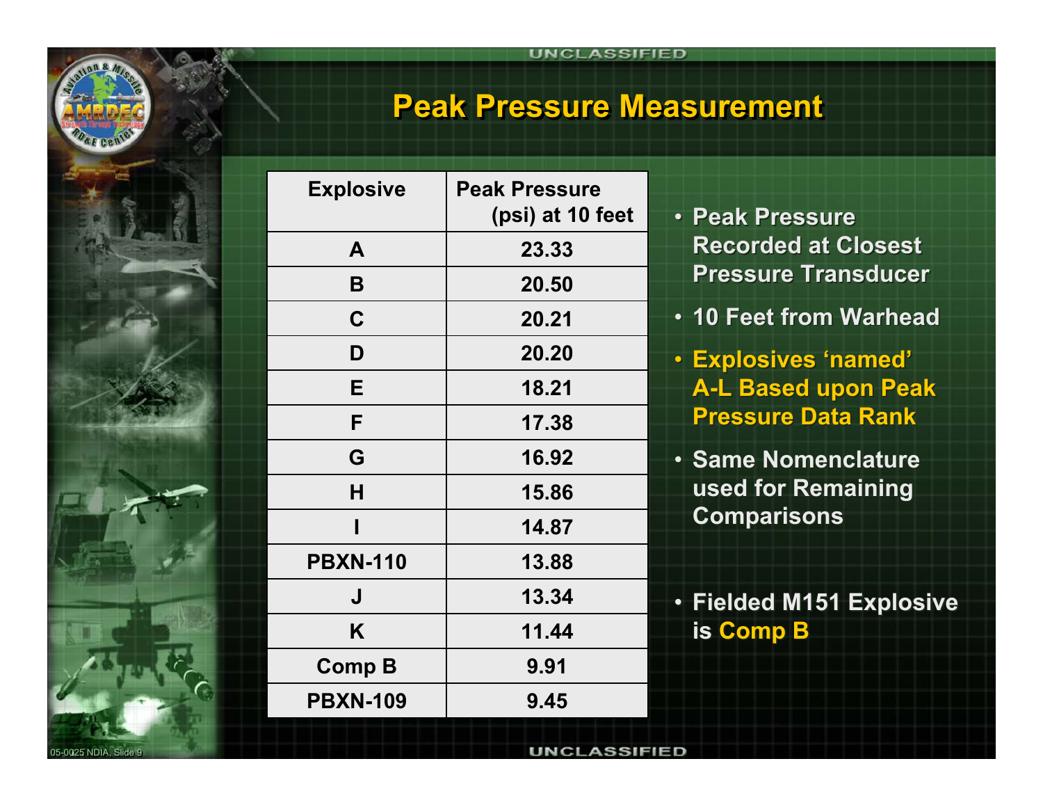# Peak Pressure Measurement

| Explosive | Peak Pressure (psi) at 10 feet |
|---|---|
| A | 23.33 |
| B | 20.50 |
| C | 20.21 |
| D | 20.20 |
| E | 18.21 |
| F | 17.38 |
| G | 16.92 |
| H | 15.86 |
| I | 14.87 |
| PBXN-110 | 13.88 |
| J | 13.34 |
| K | 11.44 |
| Comp B | 9.91 |
| PBXN-109 | 9.45 |

- Peak Pressure Recorded at Closest Pressure Transducer
- 10 Feet from Warhead
- Explosives 'named' A-L Based upon Peak Pressure Data Rank
- Same Nomenclature used for Remaining Comparisons
- Fielded M151 Explosive is Comp B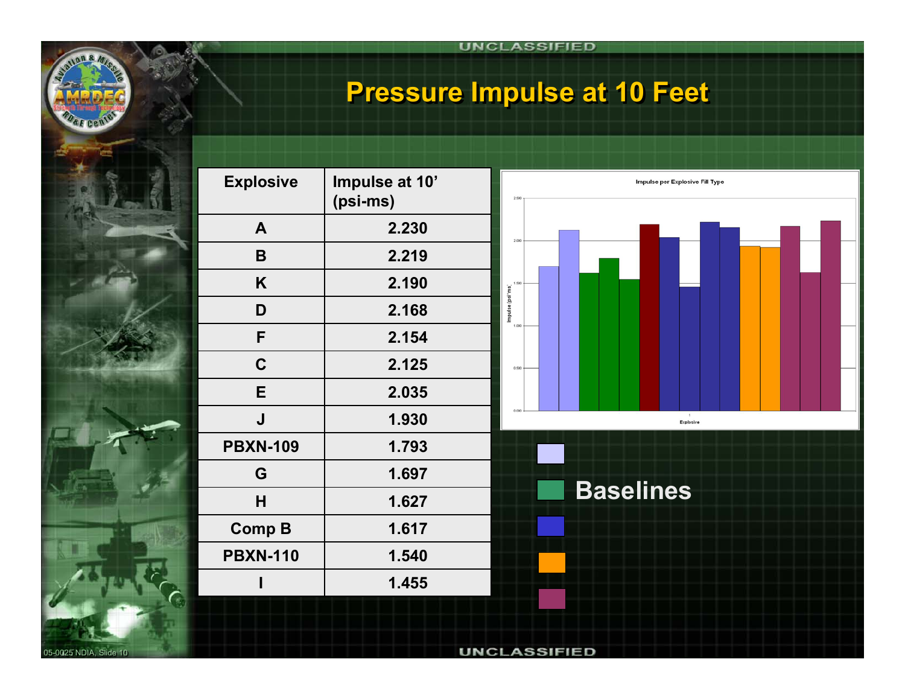UNCLASSIFIED

# Pressure Impulse at 10 Feet

| Explosive | Impulse at 10' (psi-ms) |
|---|---|
| A | 2.230 |
| B | 2.219 |
| K | 2.190 |
| D | 2.168 |
| F | 2.154 |
| C | 2.125 |
| E | 2.035 |
| J | 1.930 |
| PBXN-109 | 1.793 |
| G | 1.697 |
| H | 1.627 |
| Comp B | 1.617 |
| PBXN-110 | 1.540 |
| I | 1.455 |

Impulse per Explosive Fill Type

Impulse (psi*ms)

2.500
2.000
1.500
1.000
0.500
0.000

1

Explosive

Baselines

05-0025 NDIA, Slide 10

UNCLASSIFIED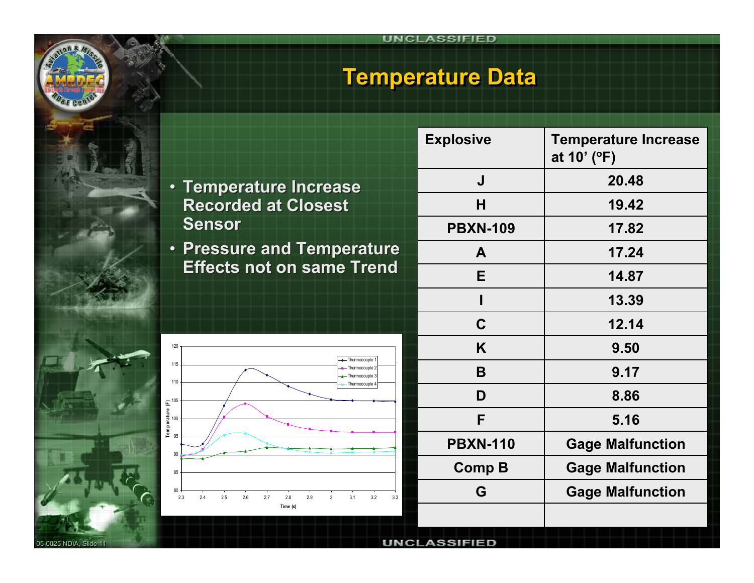# Temperature Data

- Temperature Increase Recorded at Closest Sensor
- Pressure and Temperature Effects not on same Trend

120
115
110
105
100
95
90
85
80
Temperature (F)
2.3 2.4 2.5 2.6 2.7 2.8 2.9 3 3.1 3.2 3.3
Time (s)
Thermocouple 1
Thermocouple 2
Thermocouple 3
Thermocouple 4

| Explosive | Temperature Increase at 10' (ºF) |
|---|---|
| J | 20.48 |
| H | 19.42 |
| PBXN-109 | 17.82 |
| A | 17.24 |
| E | 14.87 |
| I | 13.39 |
| C | 12.14 |
| K | 9.50 |
| B | 9.17 |
| D | 8.86 |
| F | 5.16 |
| PBXN-110 | Gage Malfunction |
| Comp B | Gage Malfunction |
| G | Gage Malfunction |
| | |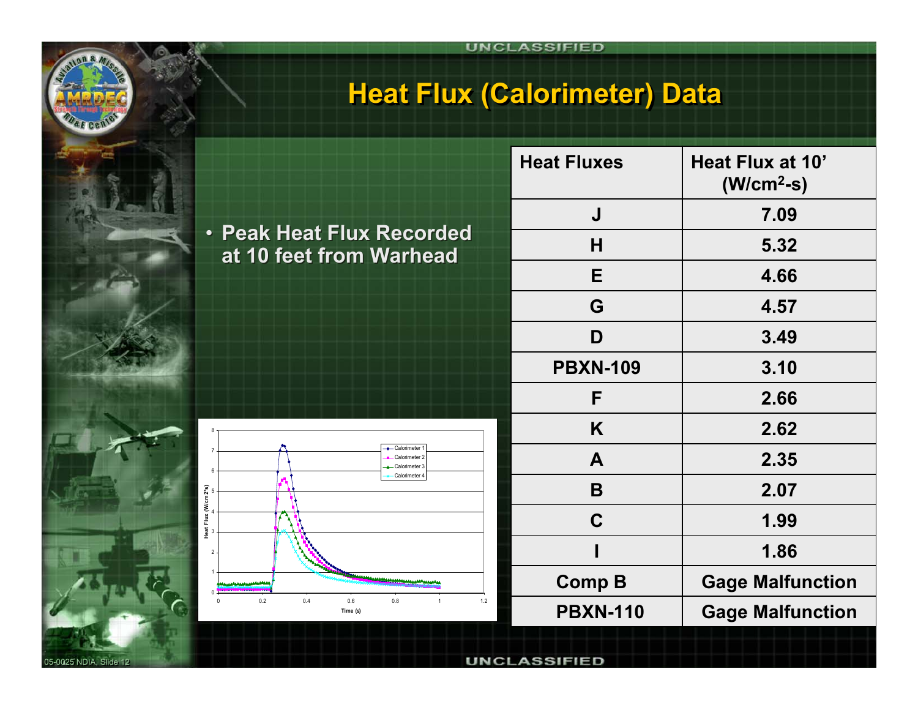# Heat Flux (Calorimeter) Data

- Peak Heat Flux Recorded at 10 feet from Warhead

8
7
6
5
4
3
2
1
0
Heat Flux (W/cm 2*s)
0
0.2
0.4
0.6
0.8
1
1.2
Time (s)
Calorimeter 1
Calorimeter 2
Calorimeter 3
Calorimeter 4

| Heat Fluxes | Heat Flux at 10' ($W/cm^2$-s) |
|---|---|
| J | 7.09 |
| H | 5.32 |
| E | 4.66 |
| G | 4.57 |
| D | 3.49 |
| PBXN-109 | 3.10 |
| F | 2.66 |
| K | 2.62 |
| A | 2.35 |
| B | 2.07 |
| C | 1.99 |
| I | 1.86 |
| Comp B | Gage Malfunction |
| PBXN-110 | Gage Malfunction |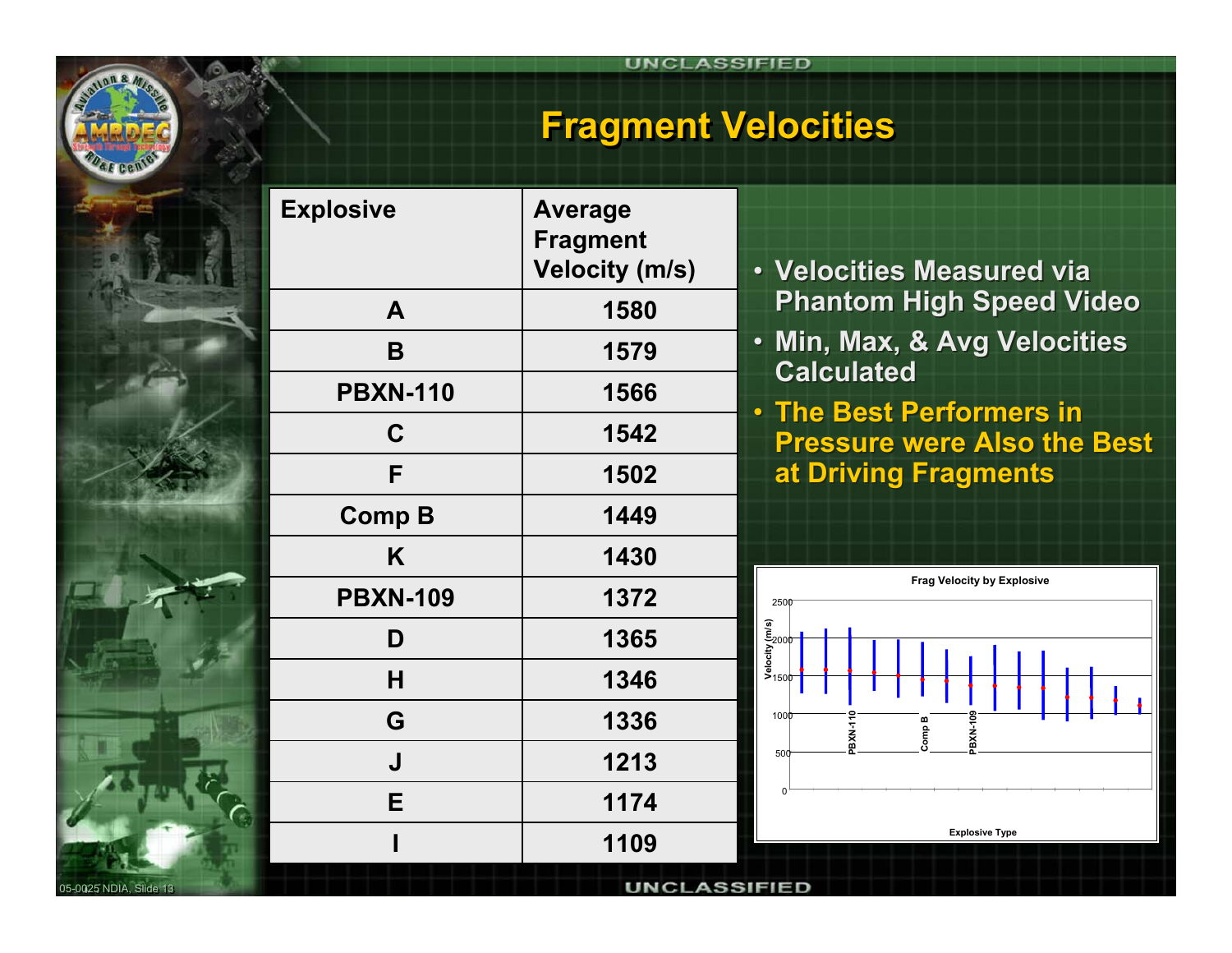# Fragment Velocities

| Explosive | Average Fragment Velocity (m/s) |
|---|---|
| A | 1580 |
| B | 1579 |
| PBXN-110 | 1566 |
| C | 1542 |
| F | 1502 |
| Comp B | 1449 |
| K | 1430 |
| PBXN-109 | 1372 |
| D | 1365 |
| H | 1346 |
| G | 1336 |
| J | 1213 |
| E | 1174 |
| I | 1109 |

- Velocities Measured via Phantom High Speed Video
- Min, Max, & Avg Velocities Calculated
- The Best Performers in Pressure were Also the Best at Driving Fragments

Frag Velocity by Explosive

Velocity (m/s)

2500

2000

1500

1000

500

0

PBXN-110

Comp B

PBXN-109

Explosive Type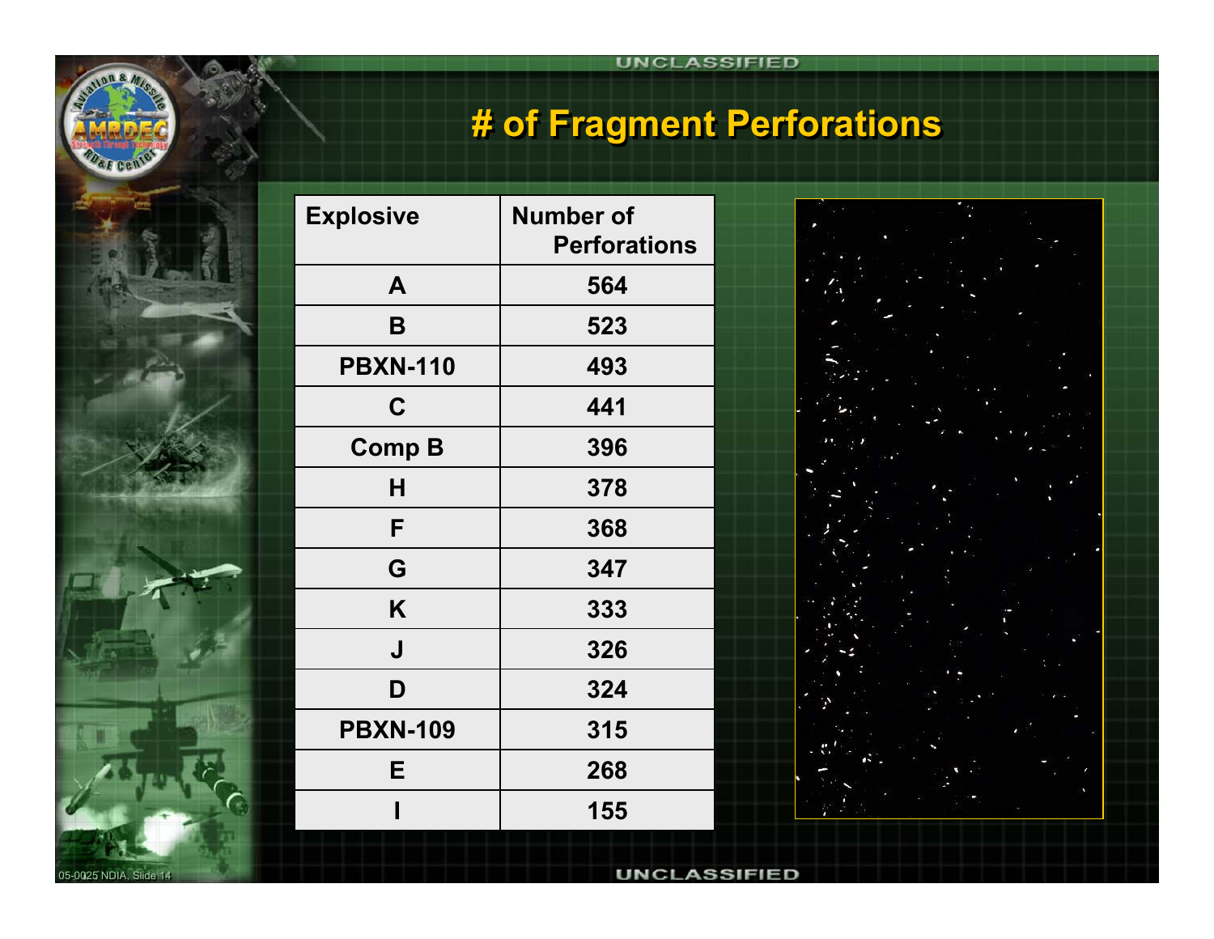# # of Fragment Perforations

| Explosive | Number of Perforations |
|---|---|
| A | 564 |
| B | 523 |
| PBXN-110 | 493 |
| C | 441 |
| Comp B | 396 |
| H | 378 |
| F | 368 |
| G | 347 |
| K | 333 |
| J | 326 |
| D | 324 |
| PBXN-109 | 315 |
| E | 268 |
| I | 155 |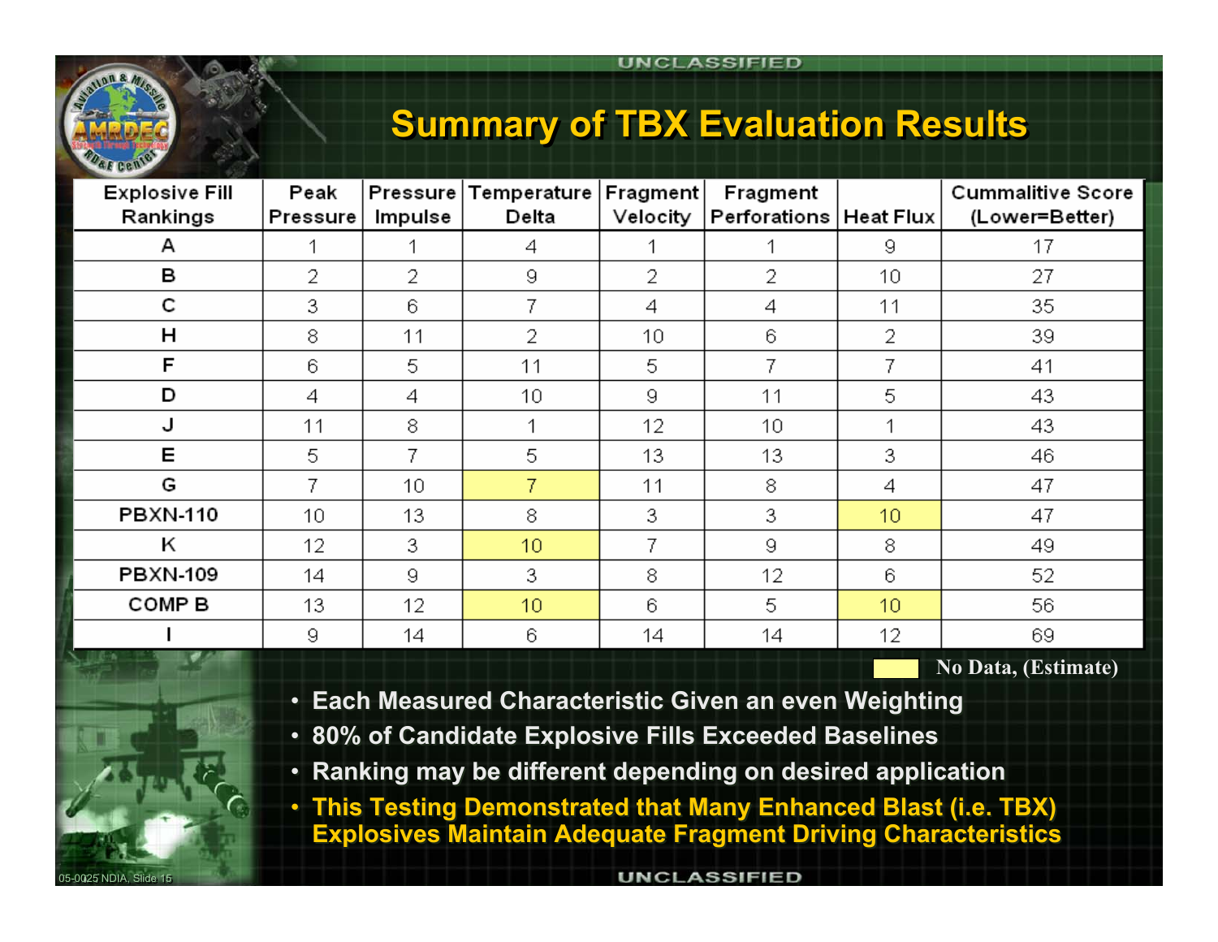# Summary of TBX Evaluation Results

| Explosive Fill Rankings | Peak Pressure | Pressure Impulse | Temperature Delta | Fragment Velocity | Fragment Perforations | Heat Flux | Cummalitive Score (Lower=Better) |
|---|---|---|---|---|---|---|---|
| A | 1 | 1 | 4 | 1 | 1 | 9 | 17 |
| B | 2 | 2 | 9 | 2 | 2 | 10 | 27 |
| C | 3 | 6 | 7 | 4 | 4 | 11 | 35 |
| H | 8 | 11 | 2 | 10 | 6 | 2 | 39 |
| F | 6 | 5 | 11 | 5 | 7 | 7 | 41 |
| D | 4 | 4 | 10 | 9 | 11 | 5 | 43 |
| J | 11 | 8 | 1 | 12 | 10 | 1 | 43 |
| E | 5 | 7 | 5 | 13 | 13 | 3 | 46 |
| G | 7 | 10 | 7 | 11 | 8 | 4 | 47 |
| PBXN-110 | 10 | 13 | 8 | 3 | 3 | 10 | 47 |
| K | 12 | 3 | 10 | 7 | 9 | 8 | 49 |
| PBXN-109 | 14 | 9 | 3 | 8 | 12 | 6 | 52 |
| COMP B | 13 | 12 | 10 | 6 | 5 | 10 | 56 |
| I | 9 | 14 | 6 | 14 | 14 | 12 | 69 |

(Highlighted: No Data, (Estimate) — G Temperature Delta; PBXN-110 Heat Flux; K Temperature Delta; COMP B Temperature Delta and Heat Flux)

- Each Measured Characteristic Given an even Weighting
- 80% of Candidate Explosive Fills Exceeded Baselines
- Ranking may be different depending on desired application
- This Testing Demonstrated that Many Enhanced Blast (i.e. TBX) Explosives Maintain Adequate Fragment Driving Characteristics